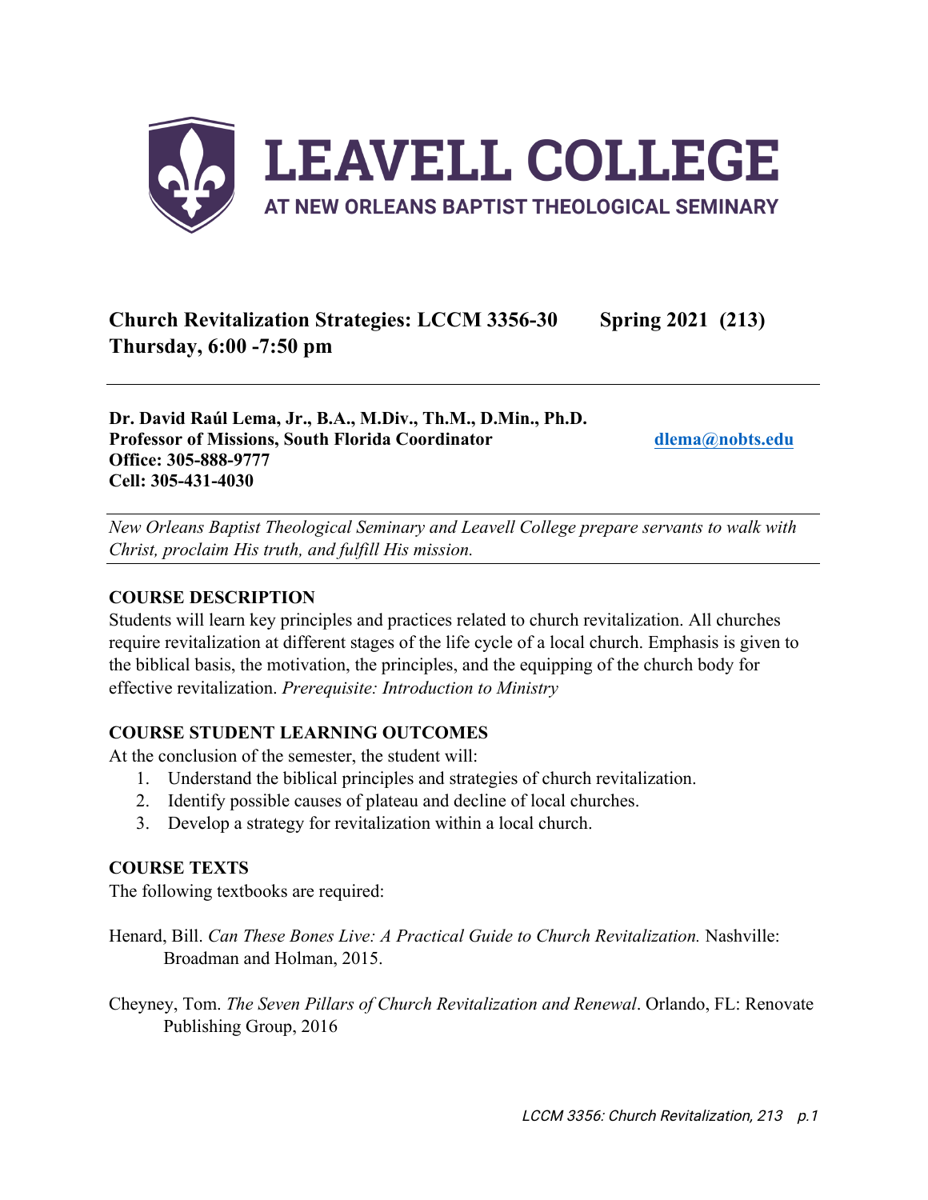# LEAVELL COLLEGE
AT NEW ORLEANS BAPTIST THEOLOGICAL SEMINARY

**Church Revitalization Strategies: LCCM 3356-30 Spring 2021 (213)**
**Thursday, 6:00 -7:50 pm**

---

**Dr. David Raúl Lema, Jr., B.A., M.Div., Th.M., D.Min., Ph.D.**
**Professor of Missions, South Florida Coordinator** **dlema@nobts.edu**
**Office: 305-888-9777**
**Cell: 305-431-4030**

---

*New Orleans Baptist Theological Seminary and Leavell College prepare servants to walk with Christ, proclaim His truth, and fulfill His mission.*

---

## COURSE DESCRIPTION

Students will learn key principles and practices related to church revitalization. All churches require revitalization at different stages of the life cycle of a local church. Emphasis is given to the biblical basis, the motivation, the principles, and the equipping of the church body for effective revitalization. *Prerequisite: Introduction to Ministry*

## COURSE STUDENT LEARNING OUTCOMES

At the conclusion of the semester, the student will:

1. Understand the biblical principles and strategies of church revitalization.
2. Identify possible causes of plateau and decline of local churches.
3. Develop a strategy for revitalization within a local church.

## COURSE TEXTS

The following textbooks are required:

Henard, Bill. *Can These Bones Live: A Practical Guide to Church Revitalization.* Nashville: Broadman and Holman, 2015.

Cheyney, Tom. *The Seven Pillars of Church Revitalization and Renewal*. Orlando, FL: Renovate Publishing Group, 2016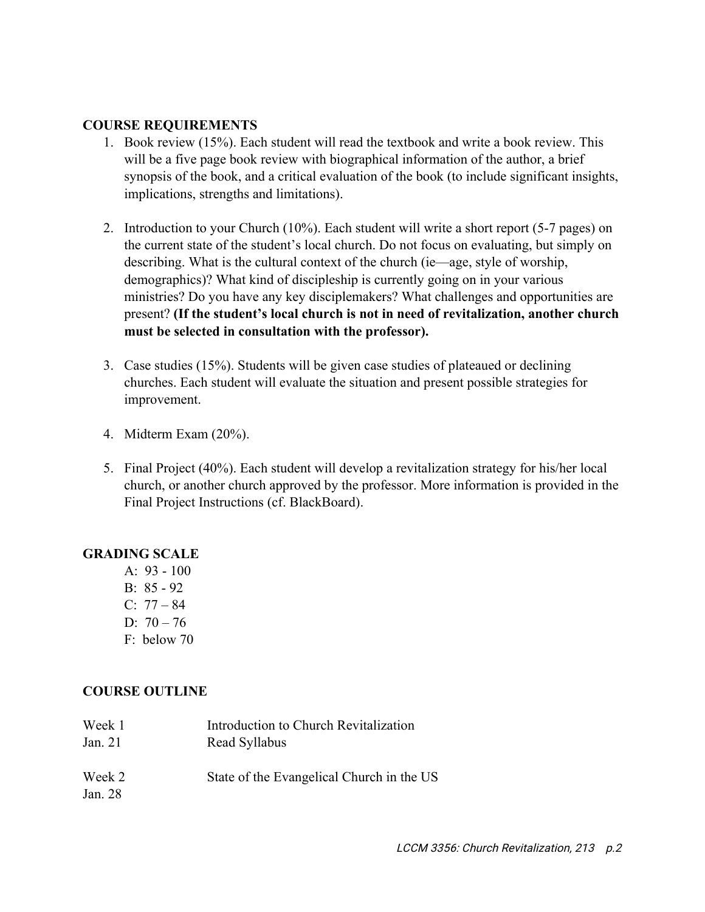## COURSE REQUIREMENTS

1. Book review (15%). Each student will read the textbook and write a book review. This will be a five page book review with biographical information of the author, a brief synopsis of the book, and a critical evaluation of the book (to include significant insights, implications, strengths and limitations).

2. Introduction to your Church (10%). Each student will write a short report (5-7 pages) on the current state of the student's local church. Do not focus on evaluating, but simply on describing. What is the cultural context of the church (ie—age, style of worship, demographics)? What kind of discipleship is currently going on in your various ministries? Do you have any key disciplemakers? What challenges and opportunities are present? **(If the student's local church is not in need of revitalization, another church must be selected in consultation with the professor).**

3. Case studies (15%). Students will be given case studies of plateaued or declining churches. Each student will evaluate the situation and present possible strategies for improvement.

4. Midterm Exam (20%).

5. Final Project (40%). Each student will develop a revitalization strategy for his/her local church, or another church approved by the professor. More information is provided in the Final Project Instructions (cf. BlackBoard).

## GRADING SCALE

A: 93 - 100
B: 85 - 92
C: 77 – 84
D: 70 – 76
F: below 70

## COURSE OUTLINE

| | |
|---|---|
| Week 1<br>Jan. 21 | Introduction to Church Revitalization<br>Read Syllabus |
| Week 2<br>Jan. 28 | State of the Evangelical Church in the US |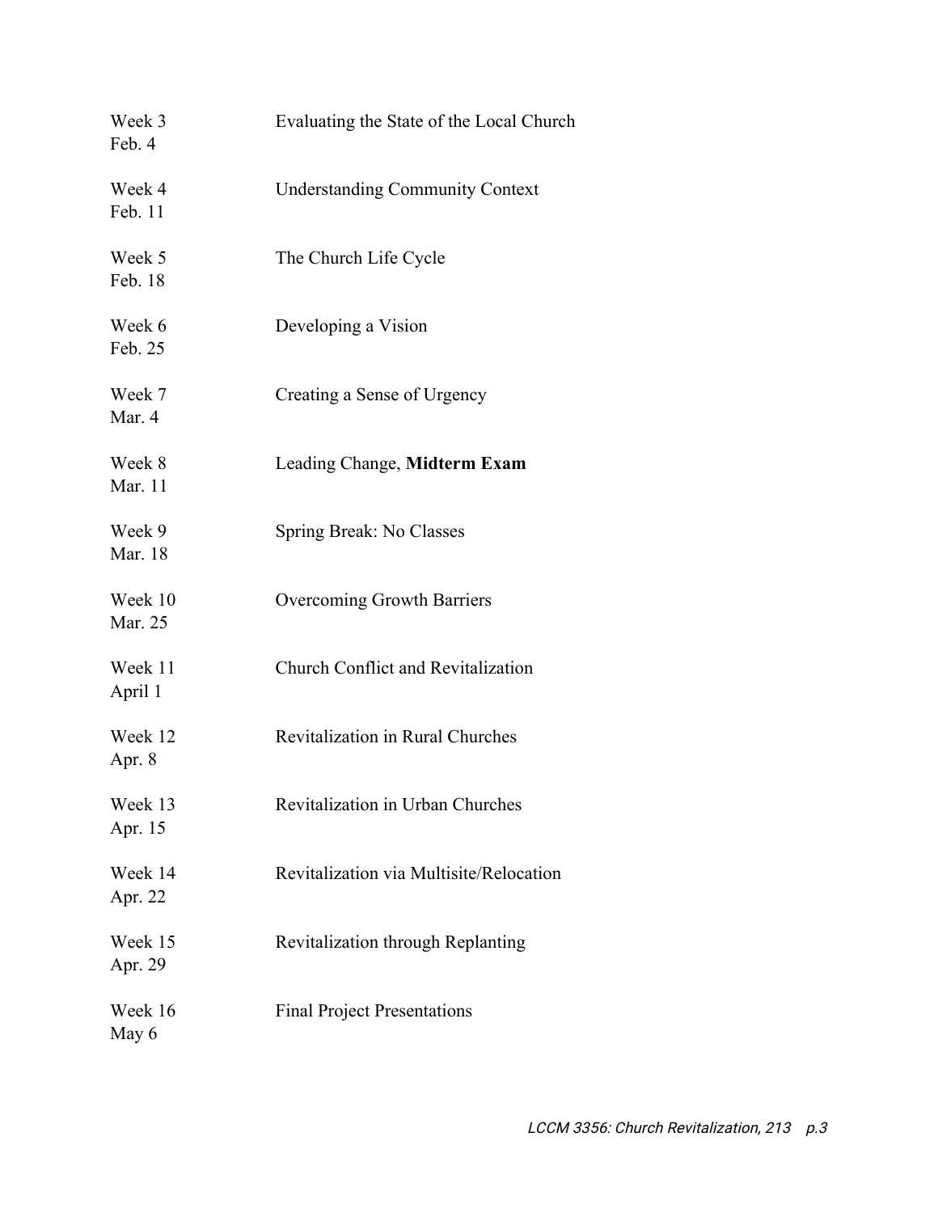| Week | Topic |
| --- | --- |
| Week 3<br>Feb. 4 | Evaluating the State of the Local Church |
| Week 4<br>Feb. 11 | Understanding Community Context |
| Week 5<br>Feb. 18 | The Church Life Cycle |
| Week 6<br>Feb. 25 | Developing a Vision |
| Week 7<br>Mar. 4 | Creating a Sense of Urgency |
| Week 8<br>Mar. 11 | Leading Change, **Midterm Exam** |
| Week 9<br>Mar. 18 | Spring Break: No Classes |
| Week 10<br>Mar. 25 | Overcoming Growth Barriers |
| Week 11<br>April 1 | Church Conflict and Revitalization |
| Week 12<br>Apr. 8 | Revitalization in Rural Churches |
| Week 13<br>Apr. 15 | Revitalization in Urban Churches |
| Week 14<br>Apr. 22 | Revitalization via Multisite/Relocation |
| Week 15<br>Apr. 29 | Revitalization through Replanting |
| Week 16<br>May 6 | Final Project Presentations |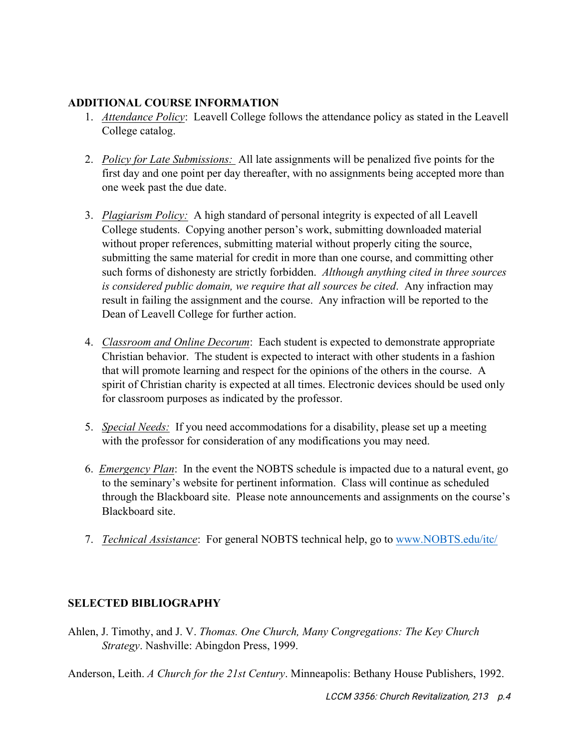## ADDITIONAL COURSE INFORMATION

1. *Attendance Policy*: Leavell College follows the attendance policy as stated in the Leavell College catalog.

2. *Policy for Late Submissions:* All late assignments will be penalized five points for the first day and one point per day thereafter, with no assignments being accepted more than one week past the due date.

3. *Plagiarism Policy:* A high standard of personal integrity is expected of all Leavell College students. Copying another person's work, submitting downloaded material without proper references, submitting material without properly citing the source, submitting the same material for credit in more than one course, and committing other such forms of dishonesty are strictly forbidden. *Although anything cited in three sources is considered public domain, we require that all sources be cited*. Any infraction may result in failing the assignment and the course. Any infraction will be reported to the Dean of Leavell College for further action.

4. *Classroom and Online Decorum*: Each student is expected to demonstrate appropriate Christian behavior. The student is expected to interact with other students in a fashion that will promote learning and respect for the opinions of the others in the course. A spirit of Christian charity is expected at all times. Electronic devices should be used only for classroom purposes as indicated by the professor.

5. *Special Needs:* If you need accommodations for a disability, please set up a meeting with the professor for consideration of any modifications you may need.

6. *Emergency Plan*: In the event the NOBTS schedule is impacted due to a natural event, go to the seminary's website for pertinent information. Class will continue as scheduled through the Blackboard site. Please note announcements and assignments on the course's Blackboard site.

7. *Technical Assistance*: For general NOBTS technical help, go to [www.NOBTS.edu/itc/](http://www.NOBTS.edu/itc/)

## SELECTED BIBLIOGRAPHY

Ahlen, J. Timothy, and J. V. *Thomas. One Church, Many Congregations: The Key Church Strategy*. Nashville: Abingdon Press, 1999.

Anderson, Leith. *A Church for the 21st Century*. Minneapolis: Bethany House Publishers, 1992.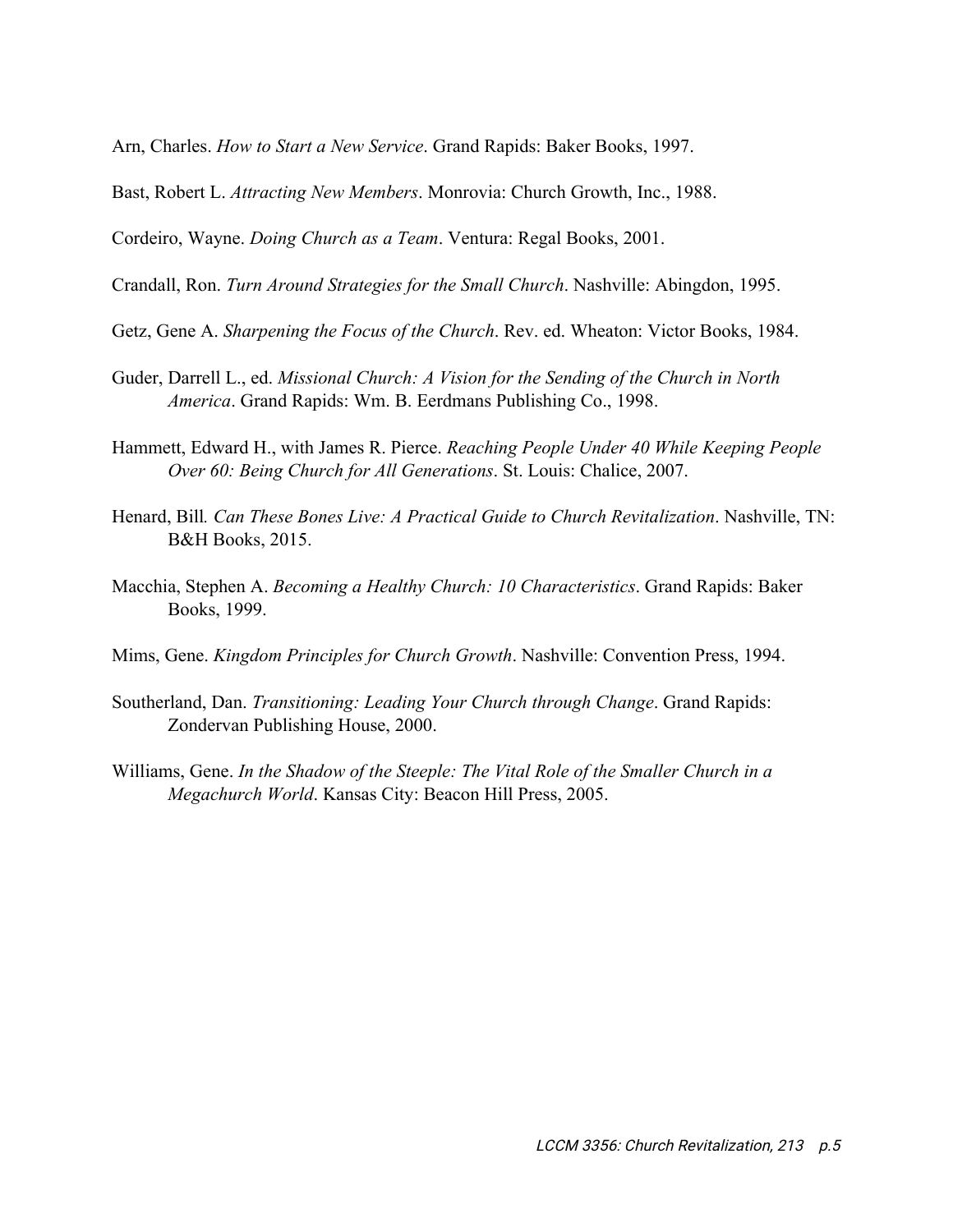Arn, Charles. *How to Start a New Service*. Grand Rapids: Baker Books, 1997.

Bast, Robert L. *Attracting New Members*. Monrovia: Church Growth, Inc., 1988.

Cordeiro, Wayne. *Doing Church as a Team*. Ventura: Regal Books, 2001.

Crandall, Ron. *Turn Around Strategies for the Small Church*. Nashville: Abingdon, 1995.

Getz, Gene A. *Sharpening the Focus of the Church*. Rev. ed. Wheaton: Victor Books, 1984.

Guder, Darrell L., ed. *Missional Church: A Vision for the Sending of the Church in North America*. Grand Rapids: Wm. B. Eerdmans Publishing Co., 1998.

Hammett, Edward H., with James R. Pierce. *Reaching People Under 40 While Keeping People Over 60: Being Church for All Generations*. St. Louis: Chalice, 2007.

Henard, Bill. *Can These Bones Live: A Practical Guide to Church Revitalization*. Nashville, TN: B&H Books, 2015.

Macchia, Stephen A. *Becoming a Healthy Church: 10 Characteristics*. Grand Rapids: Baker Books, 1999.

Mims, Gene. *Kingdom Principles for Church Growth*. Nashville: Convention Press, 1994.

Southerland, Dan. *Transitioning: Leading Your Church through Change*. Grand Rapids: Zondervan Publishing House, 2000.

Williams, Gene. *In the Shadow of the Steeple: The Vital Role of the Smaller Church in a Megachurch World*. Kansas City: Beacon Hill Press, 2005.